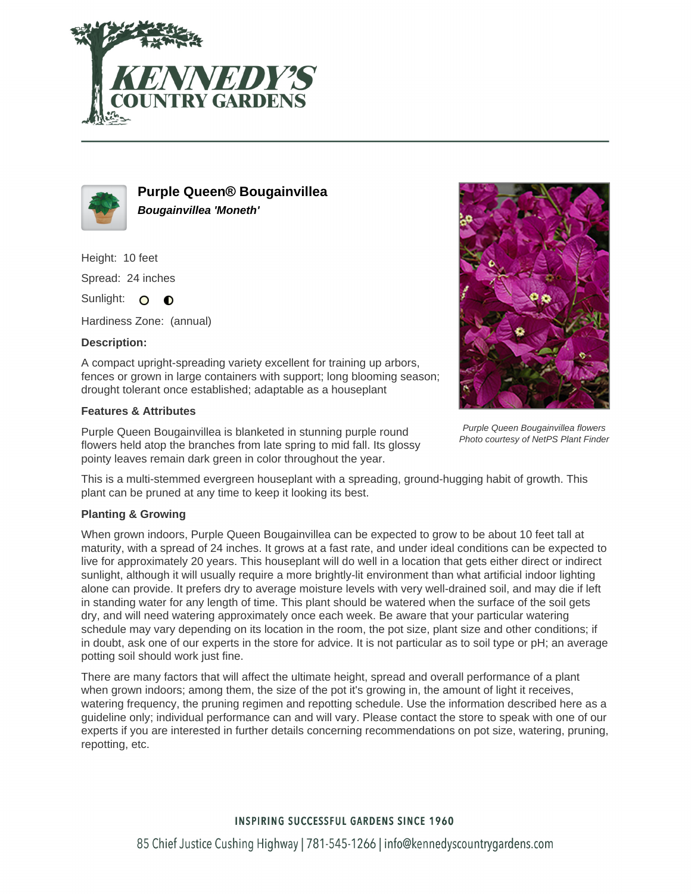# Purple Queen® Bougainvillea

***Bougainvillea 'Moneth'***

Height: 10 feet

Spread: 24 inches

Sunlight: ○ ◐

Hardiness Zone: (annual)

**Description:**

A compact upright-spreading variety excellent for training up arbors, fences or grown in large containers with support; long blooming season; drought tolerant once established; adaptable as a houseplant

*Purple Queen Bougainvillea flowers*
*Photo courtesy of NetPS Plant Finder*

**Features & Attributes**

Purple Queen Bougainvillea is blanketed in stunning purple round flowers held atop the branches from late spring to mid fall. Its glossy pointy leaves remain dark green in color throughout the year.

This is a multi-stemmed evergreen houseplant with a spreading, ground-hugging habit of growth. This plant can be pruned at any time to keep it looking its best.

**Planting & Growing**

When grown indoors, Purple Queen Bougainvillea can be expected to grow to be about 10 feet tall at maturity, with a spread of 24 inches. It grows at a fast rate, and under ideal conditions can be expected to live for approximately 20 years. This houseplant will do well in a location that gets either direct or indirect sunlight, although it will usually require a more brightly-lit environment than what artificial indoor lighting alone can provide. It prefers dry to average moisture levels with very well-drained soil, and may die if left in standing water for any length of time. This plant should be watered when the surface of the soil gets dry, and will need watering approximately once each week. Be aware that your particular watering schedule may vary depending on its location in the room, the pot size, plant size and other conditions; if in doubt, ask one of our experts in the store for advice. It is not particular as to soil type or pH; an average potting soil should work just fine.

There are many factors that will affect the ultimate height, spread and overall performance of a plant when grown indoors; among them, the size of the pot it's growing in, the amount of light it receives, watering frequency, the pruning regimen and repotting schedule. Use the information described here as a guideline only; individual performance can and will vary. Please contact the store to speak with one of our experts if you are interested in further details concerning recommendations on pot size, watering, pruning, repotting, etc.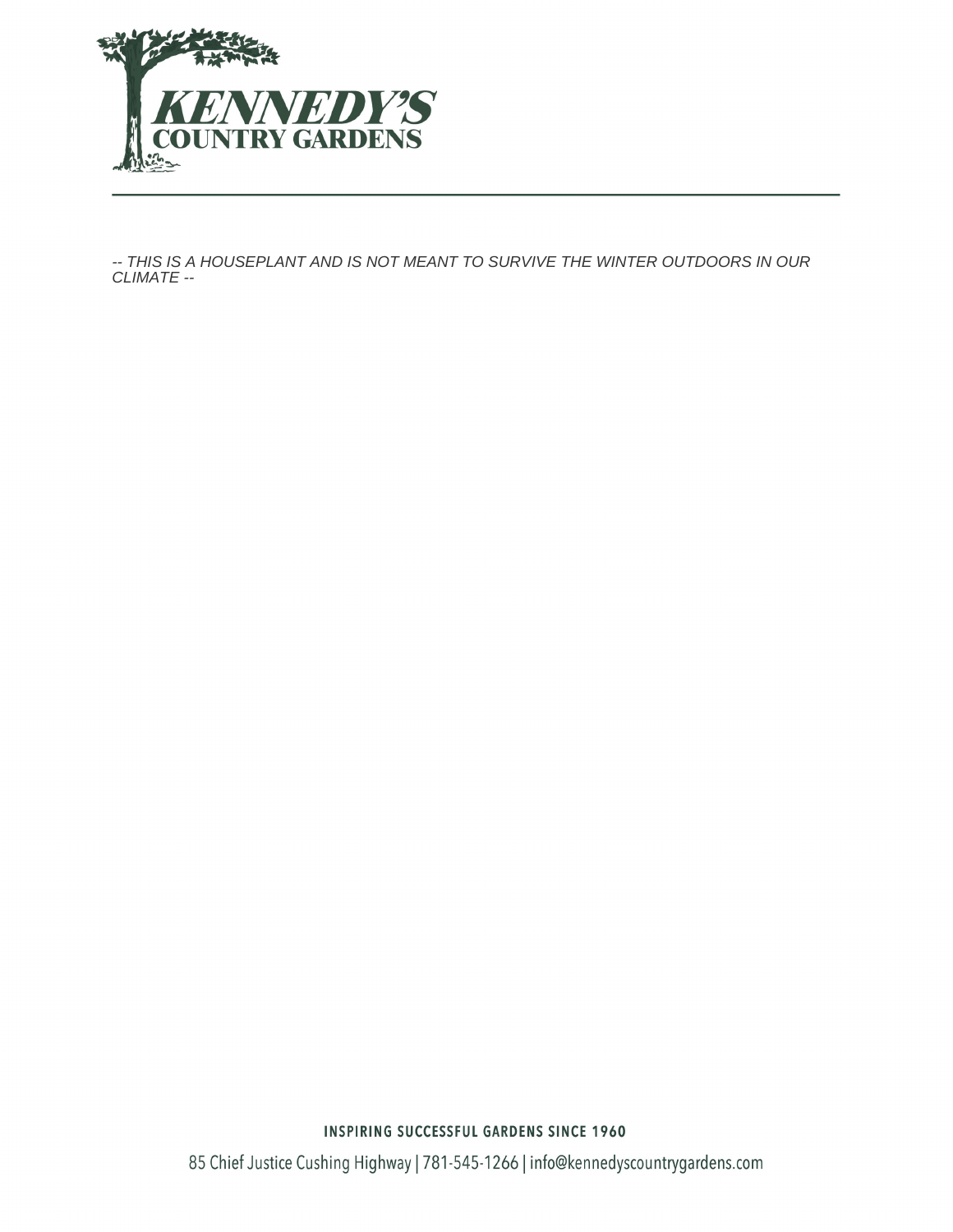*-- THIS IS A HOUSEPLANT AND IS NOT MEANT TO SURVIVE THE WINTER OUTDOORS IN OUR CLIMATE --*